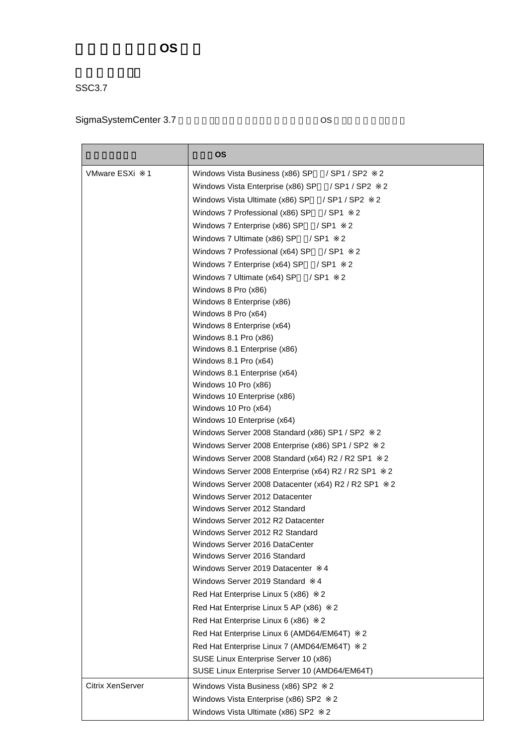# □□□□□□OS□□

□□□□□□：

SSC3.7

SigmaSystemCenter 3.7 □□□□□□□□□□□□□□□□□□OS□□□□□□□□□

| □□□□□□ | □□□OS |
|---|---|
| VMware ESXi ※1 | Windows Vista Business (x86) SP□□/ SP1 / SP2 ※2<br>Windows Vista Enterprise (x86) SP□□/ SP1 / SP2 ※2<br>Windows Vista Ultimate (x86) SP□□/ SP1 / SP2 ※2<br>Windows 7 Professional (x86) SP□□/ SP1 ※2<br>Windows 7 Enterprise (x86) SP□□/ SP1 ※2<br>Windows 7 Ultimate (x86) SP□□/ SP1 ※2<br>Windows 7 Professional (x64) SP□□/ SP1 ※2<br>Windows 7 Enterprise (x64) SP□□/ SP1 ※2<br>Windows 7 Ultimate (x64) SP□□/ SP1 ※2<br>Windows 8 Pro (x86)<br>Windows 8 Enterprise (x86)<br>Windows 8 Pro (x64)<br>Windows 8 Enterprise (x64)<br>Windows 8.1 Pro (x86)<br>Windows 8.1 Enterprise (x86)<br>Windows 8.1 Pro (x64)<br>Windows 8.1 Enterprise (x64)<br>Windows 10 Pro (x86)<br>Windows 10 Enterprise (x86)<br>Windows 10 Pro (x64)<br>Windows 10 Enterprise (x64)<br>Windows Server 2008 Standard (x86) SP1 / SP2 ※2<br>Windows Server 2008 Enterprise (x86) SP1 / SP2 ※2<br>Windows Server 2008 Standard (x64) R2 / R2 SP1 ※2<br>Windows Server 2008 Enterprise (x64) R2 / R2 SP1 ※2<br>Windows Server 2008 Datacenter (x64) R2 / R2 SP1 ※2<br>Windows Server 2012 Datacenter<br>Windows Server 2012 Standard<br>Windows Server 2012 R2 Datacenter<br>Windows Server 2012 R2 Standard<br>Windows Server 2016 DataCenter<br>Windows Server 2016 Standard<br>Windows Server 2019 Datacenter ※4<br>Windows Server 2019 Standard ※4<br>Red Hat Enterprise Linux 5 (x86) ※2<br>Red Hat Enterprise Linux 5 AP (x86) ※2<br>Red Hat Enterprise Linux 6 (x86) ※2<br>Red Hat Enterprise Linux 6 (AMD64/EM64T) ※2<br>Red Hat Enterprise Linux 7 (AMD64/EM64T) ※2<br>SUSE Linux Enterprise Server 10 (x86)<br>SUSE Linux Enterprise Server 10 (AMD64/EM64T) |
| Citrix XenServer | Windows Vista Business (x86) SP2 ※2<br>Windows Vista Enterprise (x86) SP2 ※2<br>Windows Vista Ultimate (x86) SP2 ※2 |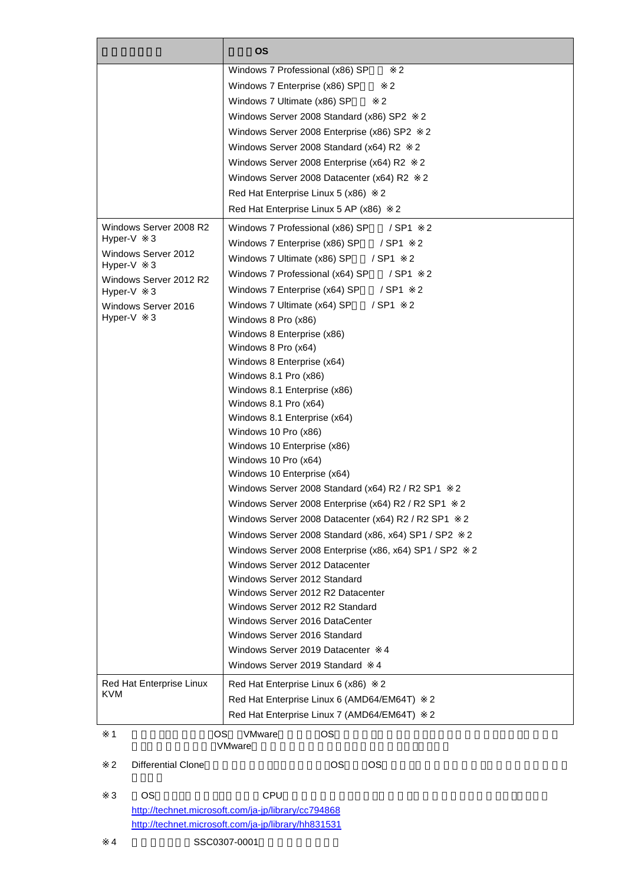| | OS |
|---|---|
| | Windows 7 Professional (x86) SP ※2<br>Windows 7 Enterprise (x86) SP ※2<br>Windows 7 Ultimate (x86) SP ※2<br>Windows Server 2008 Standard (x86) SP2 ※2<br>Windows Server 2008 Enterprise (x86) SP2 ※2<br>Windows Server 2008 Standard (x64) R2 ※2<br>Windows Server 2008 Enterprise (x64) R2 ※2<br>Windows Server 2008 Datacenter (x64) R2 ※2<br>Red Hat Enterprise Linux 5 (x86) ※2<br>Red Hat Enterprise Linux 5 AP (x86) ※2 |
| Windows Server 2008 R2 Hyper-V ※3<br>Windows Server 2012 Hyper-V ※3<br>Windows Server 2012 R2 Hyper-V ※3<br>Windows Server 2016 Hyper-V ※3 | Windows 7 Professional (x86) SP / SP1 ※2<br>Windows 7 Enterprise (x86) SP / SP1 ※2<br>Windows 7 Ultimate (x86) SP / SP1 ※2<br>Windows 7 Professional (x64) SP / SP1 ※2<br>Windows 7 Enterprise (x64) SP / SP1 ※2<br>Windows 7 Ultimate (x64) SP / SP1 ※2<br>Windows 8 Pro (x86)<br>Windows 8 Enterprise (x86)<br>Windows 8 Pro (x64)<br>Windows 8 Enterprise (x64)<br>Windows 8.1 Pro (x86)<br>Windows 8.1 Enterprise (x86)<br>Windows 8.1 Pro (x64)<br>Windows 8.1 Enterprise (x64)<br>Windows 10 Pro (x86)<br>Windows 10 Enterprise (x86)<br>Windows 10 Pro (x64)<br>Windows 10 Enterprise (x64)<br>Windows Server 2008 Standard (x64) R2 / R2 SP1 ※2<br>Windows Server 2008 Enterprise (x64) R2 / R2 SP1 ※2<br>Windows Server 2008 Datacenter (x64) R2 / R2 SP1 ※2<br>Windows Server 2008 Standard (x86, x64) SP1 / SP2 ※2<br>Windows Server 2008 Enterprise (x86, x64) SP1 / SP2 ※2<br>Windows Server 2012 Datacenter<br>Windows Server 2012 Standard<br>Windows Server 2012 R2 Datacenter<br>Windows Server 2012 R2 Standard<br>Windows Server 2016 DataCenter<br>Windows Server 2016 Standard<br>Windows Server 2019 Datacenter ※4<br>Windows Server 2019 Standard ※4 |
| Red Hat Enterprise Linux KVM | Red Hat Enterprise Linux 6 (x86) ※2<br>Red Hat Enterprise Linux 6 (AMD64/EM64T) ※2<br>Red Hat Enterprise Linux 7 (AMD64/EM64T) ※2 |

※1 OS VMware OS VMware

※2 Differential Clone OS OS

※3 OS CPU
http://technet.microsoft.com/ja-jp/library/cc794868
http://technet.microsoft.com/ja-jp/library/hh831531

※4 SSC0307-0001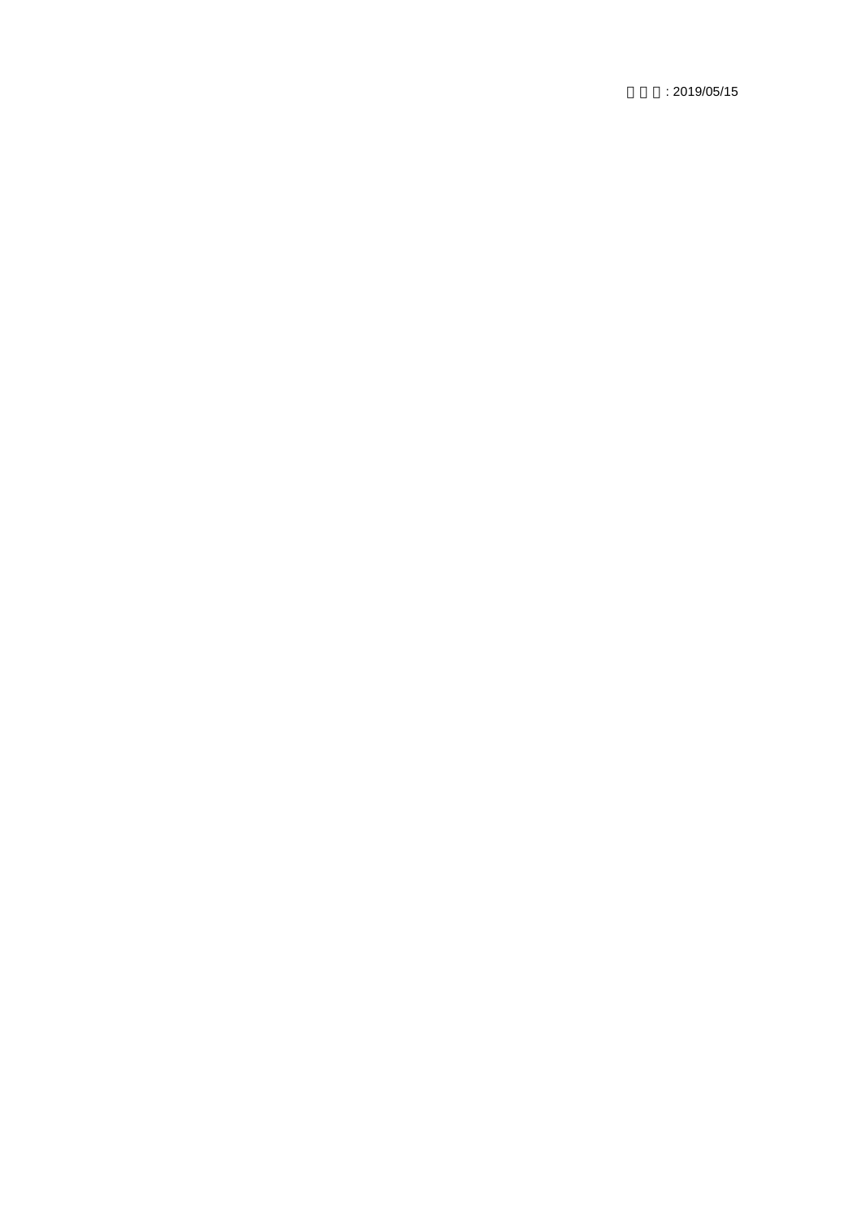□□□: 2019/05/15